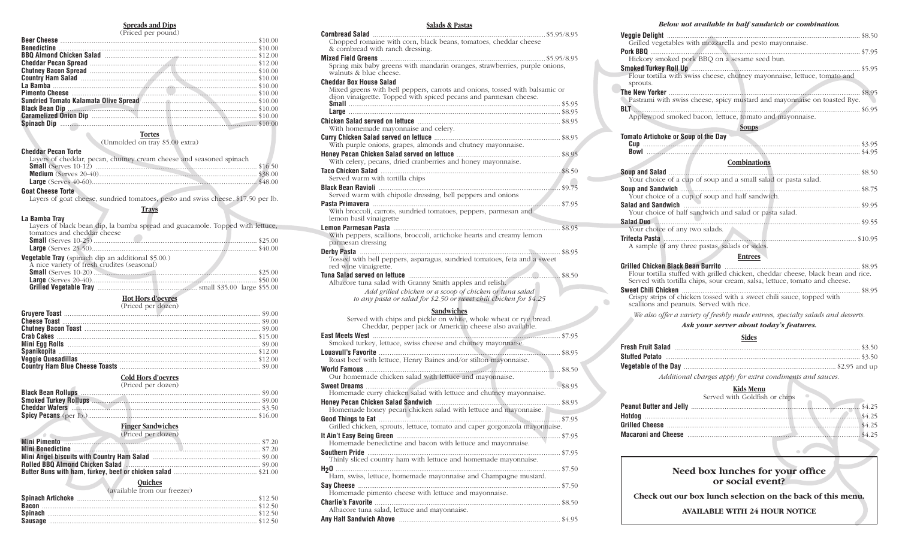## Spreads and Dips

(Priced per pound)

**Beer Cheese** ... $10.00
**Benedictine** ... $10.00
**BBQ Almond Chicken Salad** ... $12.00
**Cheddar Pecan Spread** ... $12.00
**Chutney Bacon Spread** ... $10.00
**Country Ham Salad** ... $10.00
**La Bamba** ... $10.00
**Pimento Cheese** ... $10.00
**Sundried Tomato Kalamata Olive Spread** ... $10.00
**Black Bean Dip** ... $10.00
**Caramelized Onion Dip** ... $10.00
**Spinach Dip** ... $10.00

## Tortes

(Unmolded on tray $5.00 extra)

**Cheddar Pecan Torte**
Layers of cheddar, pecan, chutney cream cheese and seasoned spinach
**Small** (Serves 10-12) ... $16.50
**Medium** (Serves 20-40) ... $38.00
**Large** (Serves 40-60) ... $48.00

**Goat Cheese Torte**
Layers of goat cheese, sundried tomatoes, pesto and swiss cheese. $17.50 per lb.

## Trays

**La Bamba Tray**
Layers of black bean dip, la bamba spread and guacamole. Topped with lettuce, tomatoes and cheddar cheese
**Small** (Serves 10-25) ... $25.00
**Large** (Serves 25-50) ... $40.00

**Vegetable Tray** (spinach dip an additional $5.00.)
A nice variety of fresh crudites (seasonal)
**Small** (Serves 10-20) ... $25.00
**Large** (Serves 20-40) ... $50.00
**Grilled Vegetable Tray** ... small $35.00 large $55.00

## Hot Hors d'oevres

(Priced per dozen)

**Gruyere Toast** ... $9.00
**Cheese Toast** ... $9.00
**Chutney Bacon Toast** ... $9.00
**Crab Cakes** ... $15.00
**Mini Egg Rolls** ... $9.00
**Spanikopita** ... $12.00
**Veggie Quesadillas** ... $12.00
**Country Ham Blue Cheese Toasts** ... $9.00

## Cold Hors d'oevres

(Priced per dozen)

**Black Bean Rollups** ... $9.00
**Smoked Turkey Rollups** ... $9.00
**Cheddar Wafers** ... $3.50
**Spicy Pecans** (per lb.) ... $16.00

## Finger Sandwiches

(Priced per dozen)

**Mini Pimento** ... $7.20
**Mini Benedictine** ... $7.20
**Mini Angel biscuits with Country Ham Salad** ... $9.00
**Rolled BBQ Almond Chicken Salad** ... $9.00
**Butter Buns with ham, turkey, beef or chicken salad** ... $21.00

## Quiches

(available from our freezer)

**Spinach Artichoke** ... $12.50
**Bacon** ... $12.50
**Spinach** ... $12.50
**Sausage** ... $12.50

## Salads & Pastas

**Cornbread Salad** ... $5.95/8.95
Chopped romaine with corn, black beans, tomatoes, cheddar cheese & cornbread with ranch dressing.

**Mixed Field Greens** ... $5.95/8.95
Spring mix baby greens with mandarin oranges, strawberries, purple onions, walnuts & blue cheese.

**Cheddar Box House Salad**
Mixed greens with bell peppers, carrots and onions, tossed with balsamic or dijon vinaigrette. Topped with spiced pecans and parmesan cheese.
**Small** ... $5.95
**Large** ... $8.95

**Chicken Salad served on lettuce** ... $8.95
With homemade mayonnaise and celery.

**Curry Chicken Salad served on lettuce** ... $8.95
With purple onions, grapes, almonds and chutney mayonnaise.

**Honey Pecan Chicken Salad served on lettuce** ... $8.95
With celery, pecans, dried cranberries and honey mayonnaise.

**Taco Chicken Salad** ... $8.50
Served warm with tortilla chips

**Black Bean Ravioli** ... $9.75
Served warm with chipotle dressing, bell peppers and onions

**Pasta Primavera** ... $7.95
With broccoli, carrots, sundried tomatoes, peppers, parmesan and lemon basil vinaigrette

**Lemon Parmesan Pasta** ... $8.95
With peppers, scallions, broccoli, artichoke hearts and creamy lemon parmesan dressing

**Derby Pasta** ... $8.95
Tossed with bell peppers, asparagus, sundried tomatoes, feta and a sweet red wine vinaigrette.

**Tuna Salad served on lettuce** ... $8.50
Albacore tuna salad with Granny Smith apples and relish.

*Add grilled chicken or a scoop of chicken or tuna salad to any pasta or salad for $2.50 or sweet chili chicken for $4.25*

## Sandwiches

Served with chips and pickle on white, whole wheat or rye bread. Cheddar, pepper jack or American cheese also available.

**East Meets West** ... $7.95
Smoked turkey, lettuce, swiss cheese and chutney mayonnaise.

**Louavull's Favorite** ... $8.95
Roast beef with lettuce, Henry Baines and/or stilton mayonnaise.

**World Famous** ... $8.50
Our homemade chicken salad with lettuce and mayonnaise.

**Sweet Dreams** ... $8.95
Homemade curry chicken salad with lettuce and chutney mayonnaise.

**Honey Pecan Chicken Salad Sandwich** ... $8.95
Homemade honey pecan chicken salad with lettuce and mayonnaise.

**Good Things to Eat** ... $7.95
Grilled chicken, sprouts, lettuce, tomato and caper gorgonzola mayonnaise.

**It Ain't Easy Being Green** ... $7.95
Homemade benedictine and bacon with lettuce and mayonnaise.

**Southern Pride** ... $7.95
Thinly sliced country ham with lettuce and homemade mayonnaise.

**$H_2O$** ... $7.50
Ham, swiss, lettuce, homemade mayonnaise and Champagne mustard.

**Say Cheese** ... $7.50
Homemade pimento cheese with lettuce and mayonnaise.

**Charlie's Favorite** ... $8.50
Albacore tuna salad, lettuce and mayonnaise.

**Any Half Sandwich Above** ... $4.95

*Below not available in half sandwich or combination.*

**Veggie Delight** ... $8.50
Grilled vegetables with mozzarella and pesto mayonnaise.

**Pork BBQ** ... $7.95
Hickory smoked pork BBQ on a sesame seed bun.

**Smoked Turkey Roll Up** ... $5.95
Flour tortilla with swiss cheese, chutney mayonnaise, lettuce, tomato and sprouts.

**The New Yorker** ... $8.95
Pastrami with swiss cheese, spicy mustard and mayonnaise on toasted Rye.

**BLT** ... $6.95
Applewood smoked bacon, lettuce, tomato and mayonnaise.

## Soups

**Tomato Artichoke or Soup of the Day**
**Cup** ... $3.95
**Bowl** ... $4.95

## Combinations

**Soup and Salad** ... $8.50
Your choice of a cup of soup and a small salad or pasta salad.

**Soup and Sandwich** ... $8.75
Your choice of a cup of soup and half sandwich.

**Salad and Sandwich** ... $9.95
Your choice of half sandwich and salad or pasta salad.

**Salad Duo** ... $9.55
Your choice of any two salads.

**Trifecta Pasta** ... $10.95
A sample of any three pastas, salads or sides.

## Entrees

**Grilled Chicken Black Bean Burrito** ... $8.95
Flour tortilla stuffed with grilled chicken, cheddar cheese, black bean and rice. Served with tortilla chips, sour cream, salsa, lettuce, tomato and cheese.

**Sweet Chili Chicken** ... $8.95
Crispy strips of chicken tossed with a sweet chili sauce, topped with scallions and peanuts. Served with rice.

*We also offer a variety of freshly made entrees, specialty salads and desserts.*

***Ask your server about today's features.***

## Sides

**Fresh Fruit Salad** ... $3.50
**Stuffed Potato** ... $3.50
**Vegetable of the Day** ... $2.95 and up

*Additional charges apply for extra condiments and sauces.*

## Kids Menu

Served with Goldfish or chips

**Peanut Butter and Jelly** ... $4.25
**Hotdog** ... $4.25
**Grilled Cheese** ... $4.25
**Macaroni and Cheese** ... $4.25

## Need box lunches for your office or social event?

**Check out our box lunch selection on the back of this menu.**

**AVAILABLE WITH 24 HOUR NOTICE**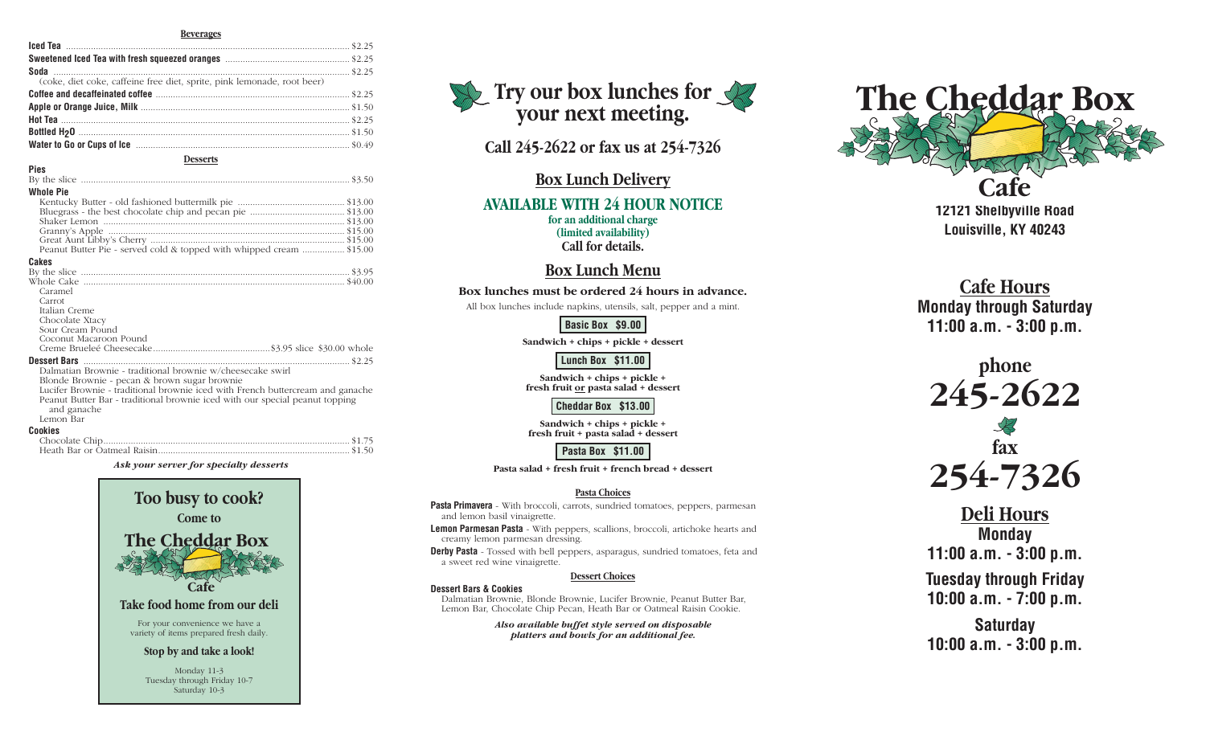## Beverages

**Iced Tea** ........ $2.25
**Sweetened Iced Tea with fresh squeezed oranges** ........ $2.25
**Soda** ........ $2.25
(coke, diet coke, caffeine free diet, sprite, pink lemonade, root beer)
**Coffee and decaffeinated coffee** ........ $2.25
**Apple or Orange Juice, Milk** ........ $1.50
**Hot Tea** ........ $2.25
**Bottled $H_2O$** ........ $1.50
**Water to Go or Cups of Ice** ........ $0.49

## Desserts

**Pies**
By the slice ........ $3.50

**Whole Pie**
Kentucky Butter - old fashioned buttermilk pie ........ $13.00
Bluegrass - the best chocolate chip and pecan pie ........ $13.00
Shaker Lemon ........ $13.00
Granny's Apple ........ $15.00
Great Aunt Libby's Cherry ........ $15.00
Peanut Butter Pie - served cold & topped with whipped cream ........ $15.00

**Cakes**
By the slice ........ $3.95
Whole Cake ........ $40.00
Caramel
Carrot
Italian Creme
Chocolate Xtacy
Sour Cream Pound
Coconut Macaroon Pound
Creme Brueleé Cheesecake........ $3.95 slice $30.00 whole

**Dessert Bars** ........ $2.25
Dalmatian Brownie - traditional brownie w/cheesecake swirl
Blonde Brownie - pecan & brown sugar brownie
Lucifer Brownie - traditional brownie iced with French buttercream and ganache
Peanut Butter Bar - traditional brownie iced with our special peanut topping and ganache
Lemon Bar

**Cookies**
Chocolate Chip........ $1.75
Heath Bar or Oatmeal Raisin........ $1.50

***Ask your server for specialty desserts***

## Too busy to cook?

**Come to**

**The Cheddar Box Cafe**

**Take food home from our deli**

For your convenience we have a variety of items prepared fresh daily.

**Stop by and take a look!**

Monday 11-3
Tuesday through Friday 10-7
Saturday 10-3

# Try our box lunches for your next meeting.

**Call 245-2622 or fax us at 254-7326**

## Box Lunch Delivery

**AVAILABLE WITH 24 HOUR NOTICE**
**for an additional charge**
**(limited availability)**
**Call for details.**

## Box Lunch Menu

**Box lunches must be ordered 24 hours in advance.**

All box lunches include napkins, utensils, salt, pepper and a mint.

**Basic Box $9.00**
**Sandwich + chips + pickle + dessert**

**Lunch Box $11.00**
**Sandwich + chips + pickle + fresh fruit or pasta salad + dessert**

**Cheddar Box $13.00**
**Sandwich + chips + pickle + fresh fruit + pasta salad + dessert**

**Pasta Box $11.00**
**Pasta salad + fresh fruit + french bread + dessert**

### Pasta Choices

**Pasta Primavera** - With broccoli, carrots, sundried tomatoes, peppers, parmesan and lemon basil vinaigrette.

**Lemon Parmesan Pasta** - With peppers, scallions, broccoli, artichoke hearts and creamy lemon parmesan dressing.

**Derby Pasta** - Tossed with bell peppers, asparagus, sundried tomatoes, feta and a sweet red wine vinaigrette.

### Dessert Choices

**Dessert Bars & Cookies**
Dalmatian Brownie, Blonde Brownie, Lucifer Brownie, Peanut Butter Bar, Lemon Bar, Chocolate Chip Pecan, Heath Bar or Oatmeal Raisin Cookie.

***Also available buffet style served on disposable platters and bowls for an additional fee.***

# The Cheddar Box Cafe

**12121 Shelbyville Road**
**Louisville, KY 40243**

## Cafe Hours

**Monday through Saturday**
**11:00 a.m. - 3:00 p.m.**

**phone**
**245-2622**

**fax**
**254-7326**

## Deli Hours

**Monday**
**11:00 a.m. - 3:00 p.m.**

**Tuesday through Friday**
**10:00 a.m. - 7:00 p.m.**

**Saturday**
**10:00 a.m. - 3:00 p.m.**